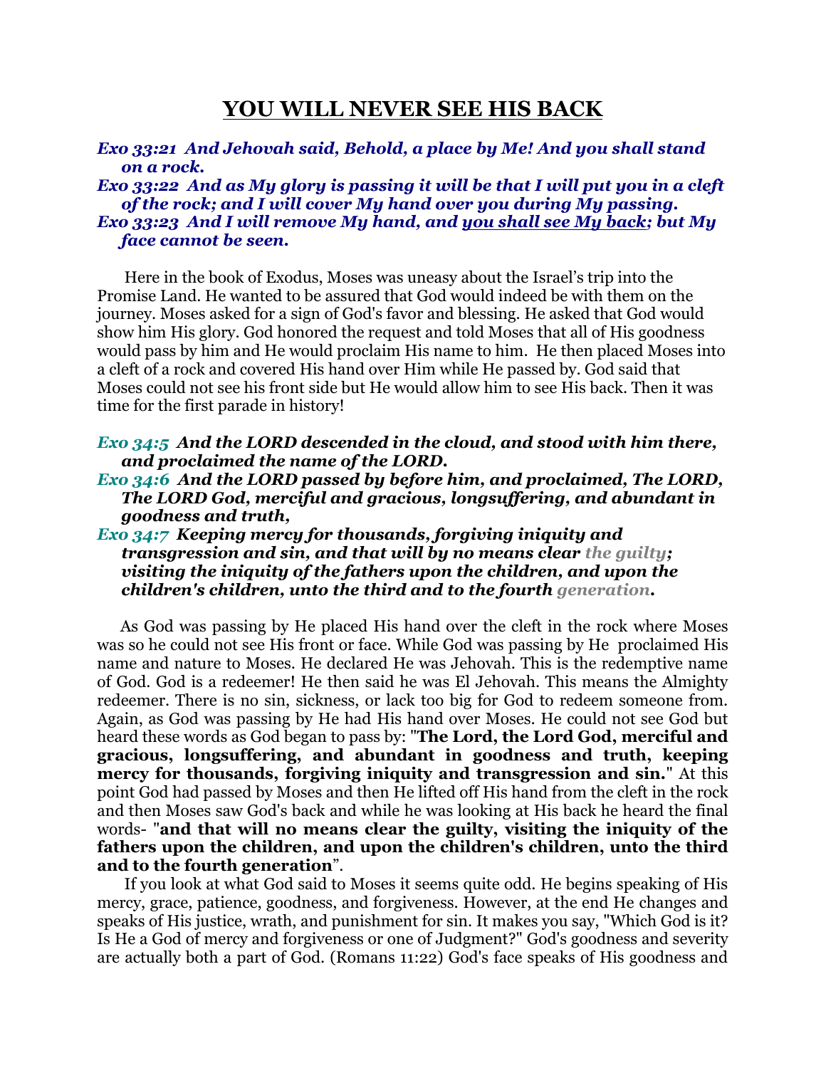# YOU WILL NEVER SEE HIS BACK

***Exo 33:21 And Jehovah said, Behold, a place by Me! And you shall stand on a rock.***
***Exo 33:22 And as My glory is passing it will be that I will put you in a cleft of the rock; and I will cover My hand over you during My passing.***
***Exo 33:23 And I will remove My hand, and <u>you shall see My back</u>; but My face cannot be seen.***

Here in the book of Exodus, Moses was uneasy about the Israel's trip into the Promise Land. He wanted to be assured that God would indeed be with them on the journey. Moses asked for a sign of God's favor and blessing. He asked that God would show him His glory. God honored the request and told Moses that all of His goodness would pass by him and He would proclaim His name to him. He then placed Moses into a cleft of a rock and covered His hand over Him while He passed by. God said that Moses could not see his front side but He would allow him to see His back. Then it was time for the first parade in history!

***Exo 34:5 And the LORD descended in the cloud, and stood with him there, and proclaimed the name of the LORD.***
***Exo 34:6 And the LORD passed by before him, and proclaimed, The LORD, The LORD God, merciful and gracious, longsuffering, and abundant in goodness and truth,***
***Exo 34:7 Keeping mercy for thousands, forgiving iniquity and transgression and sin, and that will by no means clear the guilty; visiting the iniquity of the fathers upon the children, and upon the children's children, unto the third and to the fourth generation.***

As God was passing by He placed His hand over the cleft in the rock where Moses was so he could not see His front or face. While God was passing by He proclaimed His name and nature to Moses. He declared He was Jehovah. This is the redemptive name of God. God is a redeemer! He then said he was El Jehovah. This means the Almighty redeemer. There is no sin, sickness, or lack too big for God to redeem someone from. Again, as God was passing by He had His hand over Moses. He could not see God but heard these words as God began to pass by: "**The Lord, the Lord God, merciful and gracious, longsuffering, and abundant in goodness and truth, keeping mercy for thousands, forgiving iniquity and transgression and sin.**" At this point God had passed by Moses and then He lifted off His hand from the cleft in the rock and then Moses saw God's back and while he was looking at His back he heard the final words- "**and that will no means clear the guilty, visiting the iniquity of the fathers upon the children, and upon the children's children, unto the third and to the fourth generation**".

If you look at what God said to Moses it seems quite odd. He begins speaking of His mercy, grace, patience, goodness, and forgiveness. However, at the end He changes and speaks of His justice, wrath, and punishment for sin. It makes you say, "Which God is it? Is He a God of mercy and forgiveness or one of Judgment?" God's goodness and severity are actually both a part of God. (Romans 11:22) God's face speaks of His goodness and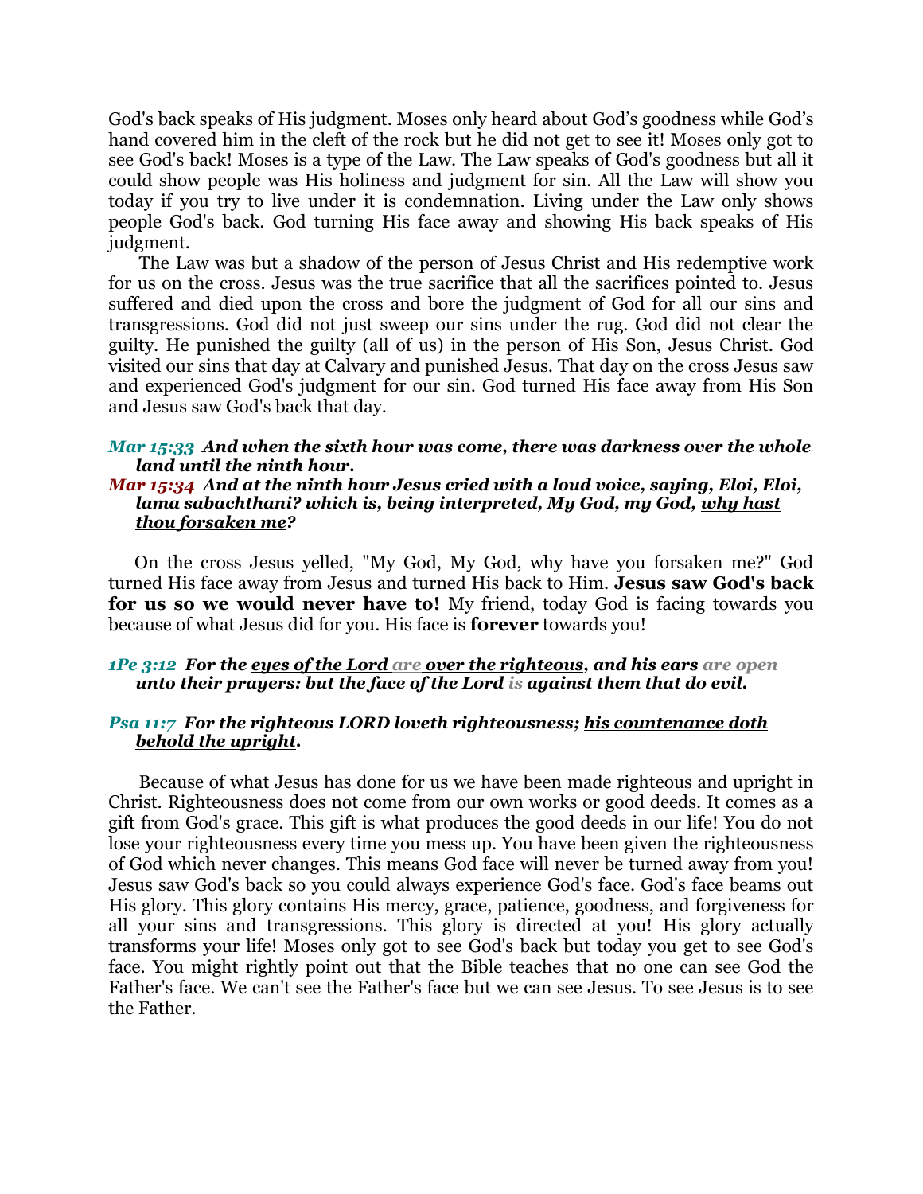God's back speaks of His judgment. Moses only heard about God's goodness while God's hand covered him in the cleft of the rock but he did not get to see it! Moses only got to see God's back! Moses is a type of the Law. The Law speaks of God's goodness but all it could show people was His holiness and judgment for sin. All the Law will show you today if you try to live under it is condemnation. Living under the Law only shows people God's back. God turning His face away and showing His back speaks of His judgment.

The Law was but a shadow of the person of Jesus Christ and His redemptive work for us on the cross. Jesus was the true sacrifice that all the sacrifices pointed to. Jesus suffered and died upon the cross and bore the judgment of God for all our sins and transgressions. God did not just sweep our sins under the rug. God did not clear the guilty. He punished the guilty (all of us) in the person of His Son, Jesus Christ. God visited our sins that day at Calvary and punished Jesus. That day on the cross Jesus saw and experienced God's judgment for our sin. God turned His face away from His Son and Jesus saw God's back that day.

***Mar 15:33*** ***And when the sixth hour was come, there was darkness over the whole land until the ninth hour.***

***Mar 15:34*** ***And at the ninth hour Jesus cried with a loud voice, saying, Eloi, Eloi, lama sabachthani? which is, being interpreted, My God, my God, <u>why hast thou forsaken me</u>?***

On the cross Jesus yelled, "My God, My God, why have you forsaken me?" God turned His face away from Jesus and turned His back to Him. **Jesus saw God's back for us so we would never have to!** My friend, today God is facing towards you because of what Jesus did for you. His face is **forever** towards you!

***1Pe 3:12*** ***For the <u>eyes of the Lord are over the righteous</u>, and his ears are open unto their prayers: but the face of the Lord is against them that do evil.***

***Psa 11:7*** ***For the righteous LORD loveth righteousness; <u>his countenance doth behold the upright</u>.***

Because of what Jesus has done for us we have been made righteous and upright in Christ. Righteousness does not come from our own works or good deeds. It comes as a gift from God's grace. This gift is what produces the good deeds in our life! You do not lose your righteousness every time you mess up. You have been given the righteousness of God which never changes. This means God face will never be turned away from you! Jesus saw God's back so you could always experience God's face. God's face beams out His glory. This glory contains His mercy, grace, patience, goodness, and forgiveness for all your sins and transgressions. This glory is directed at you! His glory actually transforms your life! Moses only got to see God's back but today you get to see God's face. You might rightly point out that the Bible teaches that no one can see God the Father's face. We can't see the Father's face but we can see Jesus. To see Jesus is to see the Father.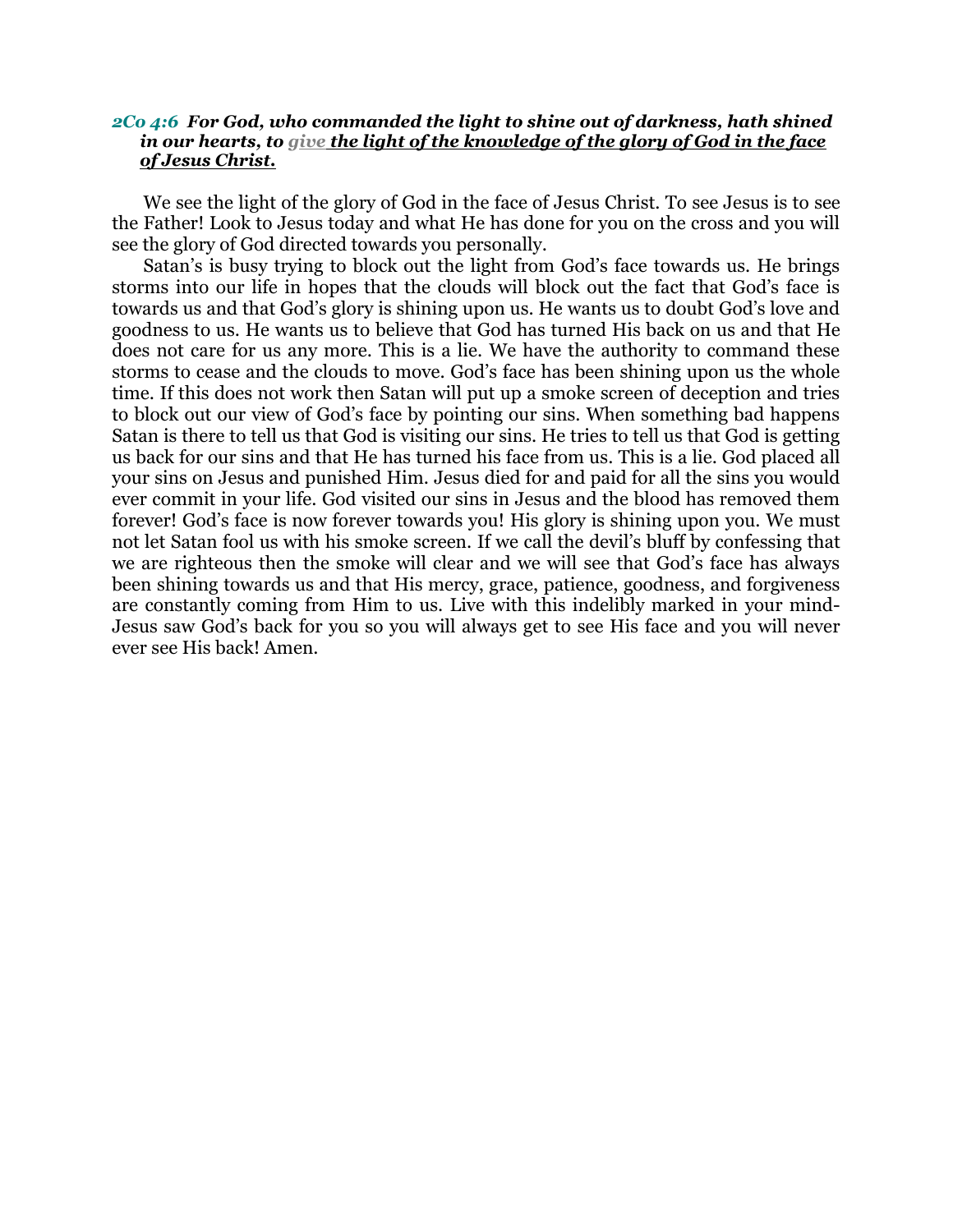***2Co 4:6*** ***For God, who commanded the light to shine out of darkness, hath shined in our hearts, to give the light of the knowledge of the glory of God in the face of Jesus Christ.***

We see the light of the glory of God in the face of Jesus Christ. To see Jesus is to see the Father! Look to Jesus today and what He has done for you on the cross and you will see the glory of God directed towards you personally.

Satan's is busy trying to block out the light from God's face towards us. He brings storms into our life in hopes that the clouds will block out the fact that God's face is towards us and that God's glory is shining upon us. He wants us to doubt God's love and goodness to us. He wants us to believe that God has turned His back on us and that He does not care for us any more. This is a lie. We have the authority to command these storms to cease and the clouds to move. God's face has been shining upon us the whole time. If this does not work then Satan will put up a smoke screen of deception and tries to block out our view of God's face by pointing our sins. When something bad happens Satan is there to tell us that God is visiting our sins. He tries to tell us that God is getting us back for our sins and that He has turned his face from us. This is a lie. God placed all your sins on Jesus and punished Him. Jesus died for and paid for all the sins you would ever commit in your life. God visited our sins in Jesus and the blood has removed them forever! God's face is now forever towards you! His glory is shining upon you. We must not let Satan fool us with his smoke screen. If we call the devil's bluff by confessing that we are righteous then the smoke will clear and we will see that God's face has always been shining towards us and that His mercy, grace, patience, goodness, and forgiveness are constantly coming from Him to us. Live with this indelibly marked in your mind-Jesus saw God's back for you so you will always get to see His face and you will never ever see His back! Amen.